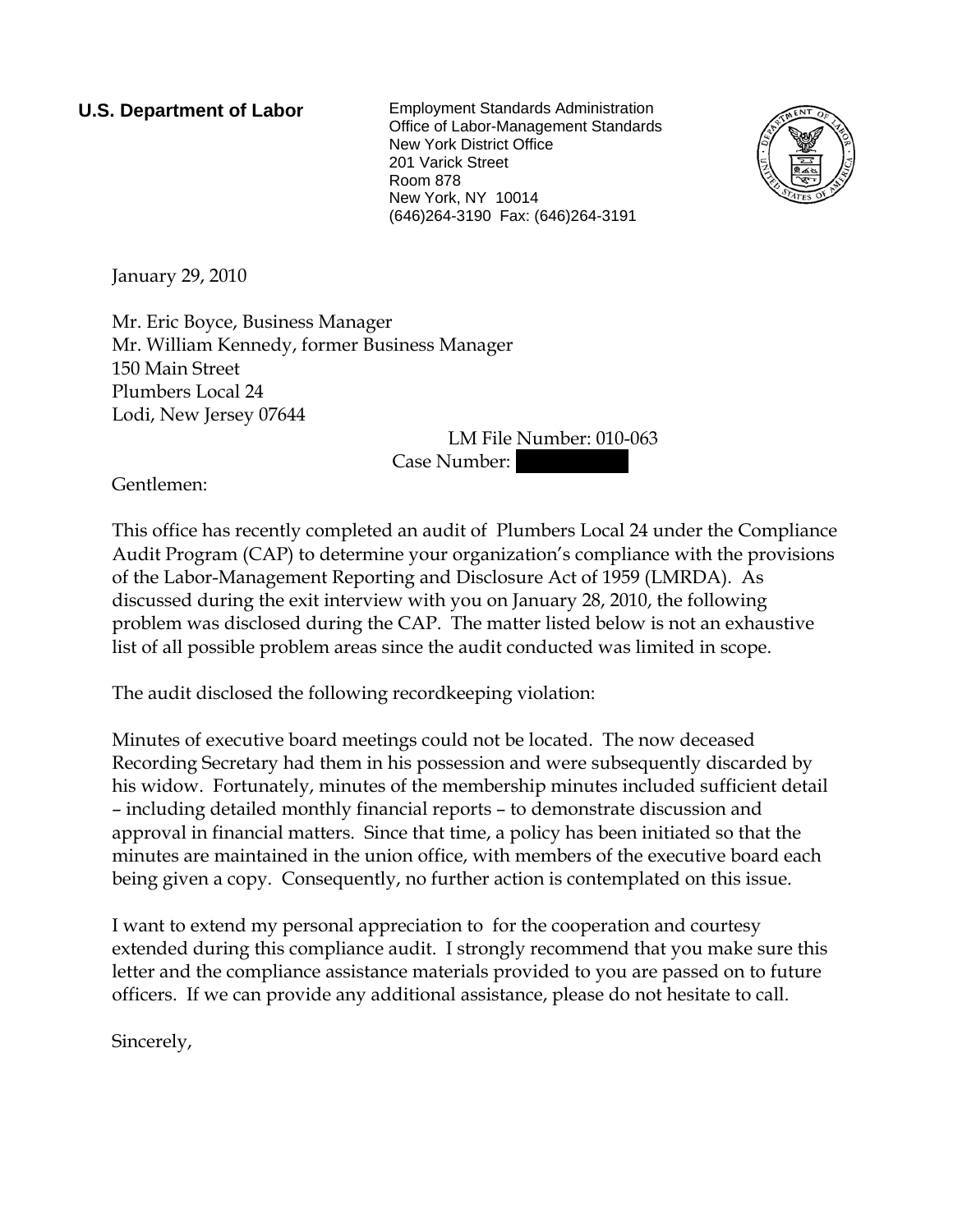**U.S. Department of Labor**

Employment Standards Administration
Office of Labor-Management Standards
New York District Office
201 Varick Street
Room 878
New York, NY 10014
(646)264-3190 Fax: (646)264-3191

January 29, 2010

Mr. Eric Boyce, Business Manager
Mr. William Kennedy, former Business Manager
150 Main Street
Plumbers Local 24
Lodi, New Jersey 07644

LM File Number: 010-063
Case Number: [redacted]

Gentlemen:

This office has recently completed an audit of Plumbers Local 24 under the Compliance Audit Program (CAP) to determine your organization's compliance with the provisions of the Labor-Management Reporting and Disclosure Act of 1959 (LMRDA). As discussed during the exit interview with you on January 28, 2010, the following problem was disclosed during the CAP. The matter listed below is not an exhaustive list of all possible problem areas since the audit conducted was limited in scope.

The audit disclosed the following recordkeeping violation:

Minutes of executive board meetings could not be located. The now deceased Recording Secretary had them in his possession and were subsequently discarded by his widow. Fortunately, minutes of the membership minutes included sufficient detail – including detailed monthly financial reports – to demonstrate discussion and approval in financial matters. Since that time, a policy has been initiated so that the minutes are maintained in the union office, with members of the executive board each being given a copy. Consequently, no further action is contemplated on this issue.

I want to extend my personal appreciation to for the cooperation and courtesy extended during this compliance audit. I strongly recommend that you make sure this letter and the compliance assistance materials provided to you are passed on to future officers. If we can provide any additional assistance, please do not hesitate to call.

Sincerely,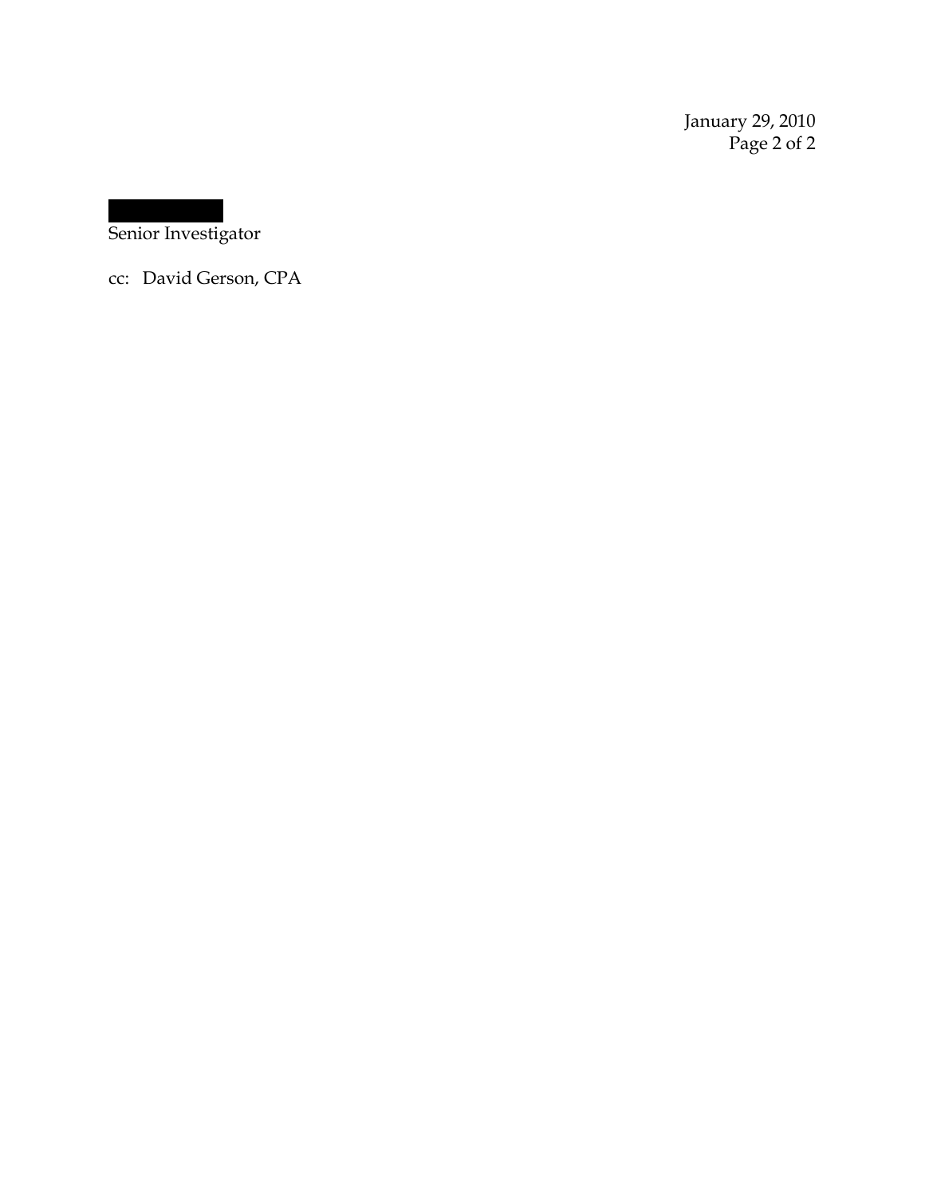Senior Investigator

cc: David Gerson, CPA